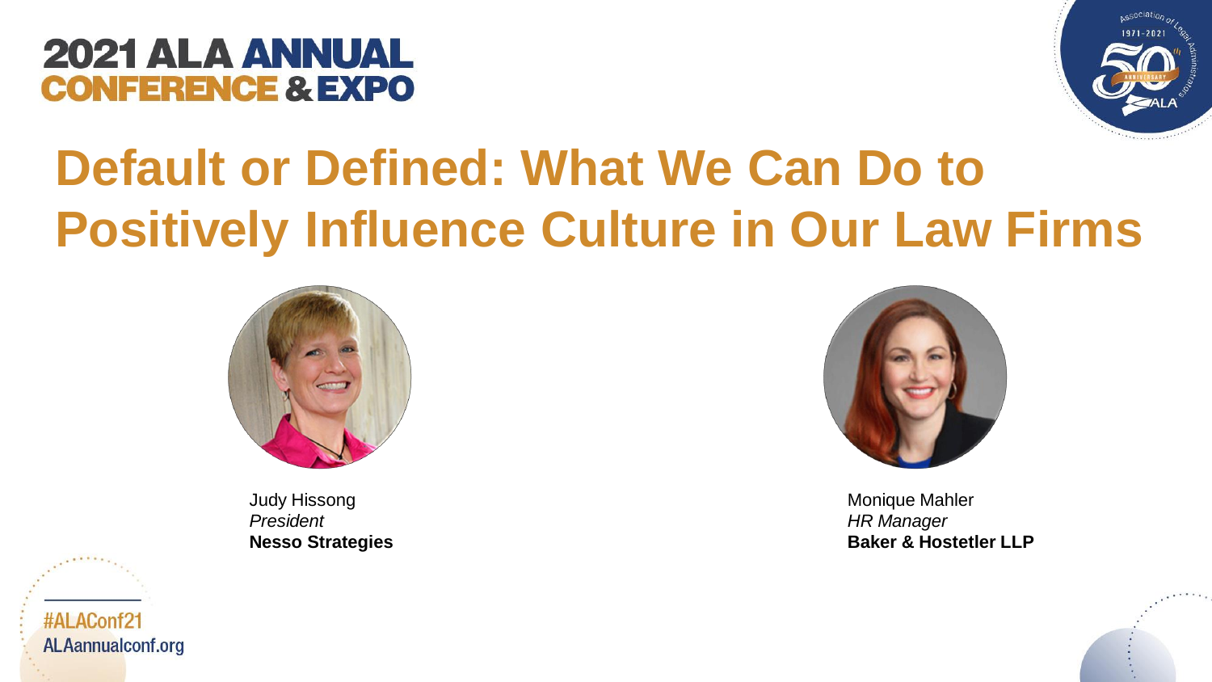2021 ALA ANNUAL CONFERENCE & EXPO

# Default or Defined: What We Can Do to Positively Influence Culture in Our Law Firms

Judy Hissong
*President*
**Nesso Strategies**

Monique Mahler
*HR Manager*
**Baker & Hostetler LLP**

#ALAConf21
ALAannualconf.org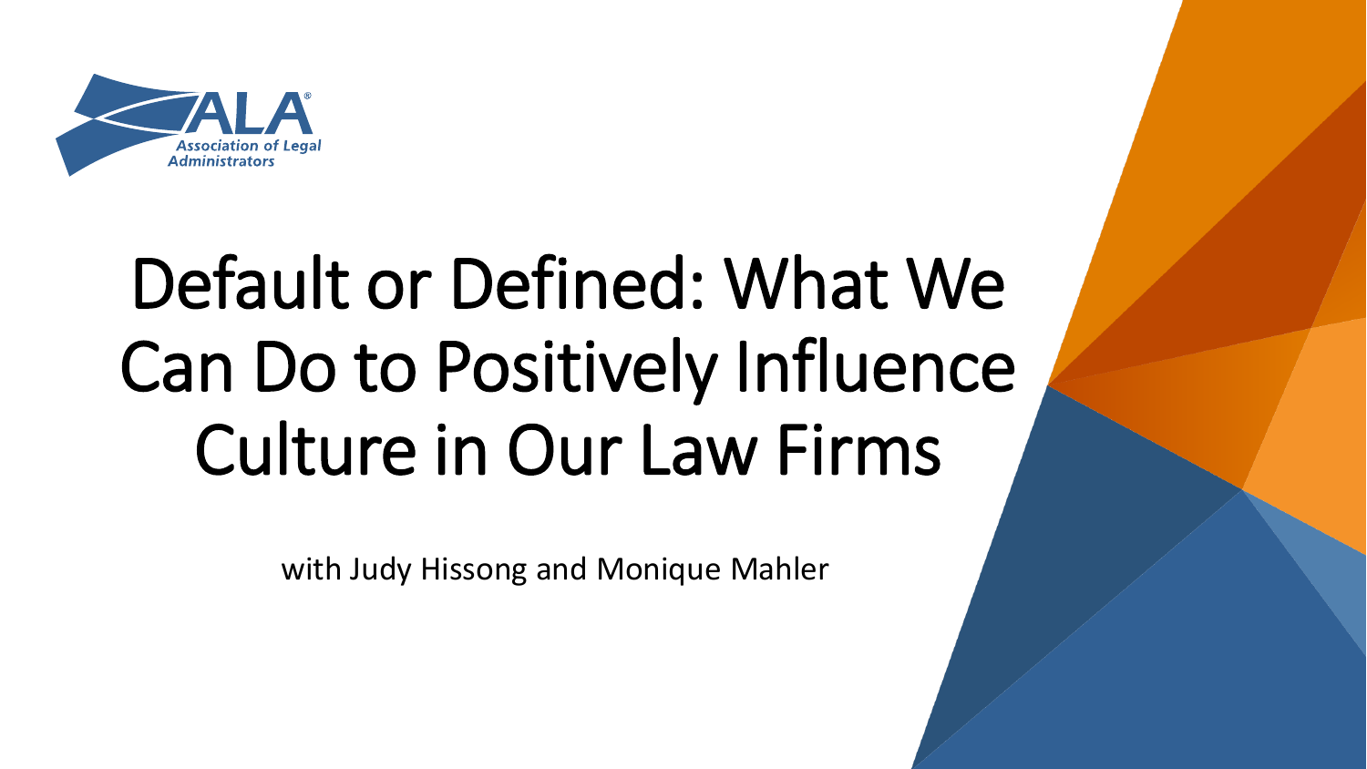ALA® Association of Legal Administrators

# Default or Defined: What We Can Do to Positively Influence Culture in Our Law Firms

with Judy Hissong and Monique Mahler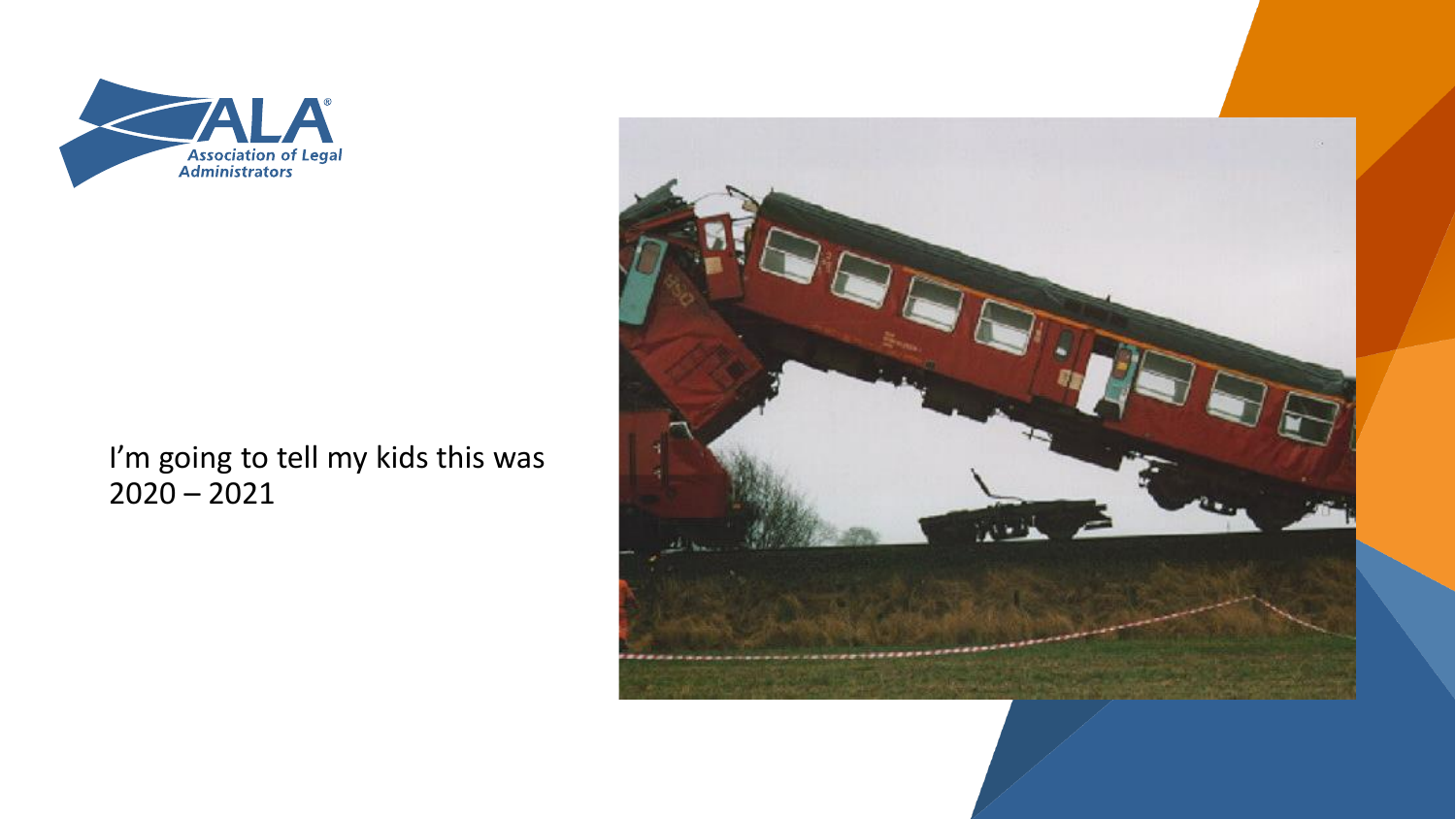I'm going to tell my kids this was 2020 – 2021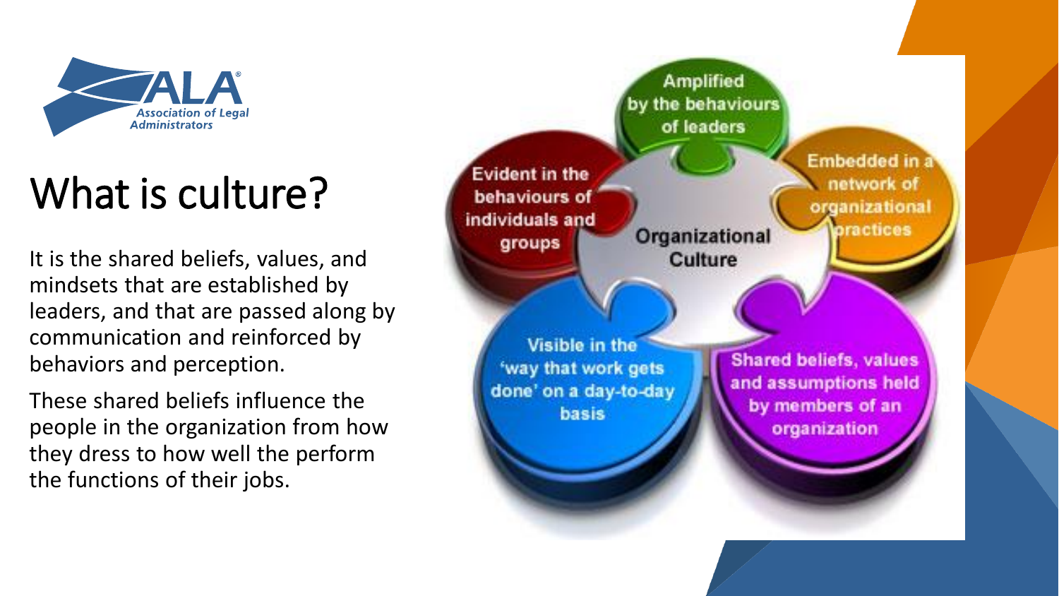# What is culture?

It is the shared beliefs, values, and mindsets that are established by leaders, and that are passed along by communication and reinforced by behaviors and perception.

These shared beliefs influence the people in the organization from how they dress to how well the perform the functions of their jobs.

**Organizational Culture**

- Amplified by the behaviours of leaders
- Embedded in a network of organizational practices
- Shared beliefs, values and assumptions held by members of an organization
- Visible in the 'way that work gets done' on a day-to-day basis
- Evident in the behaviours of individuals and groups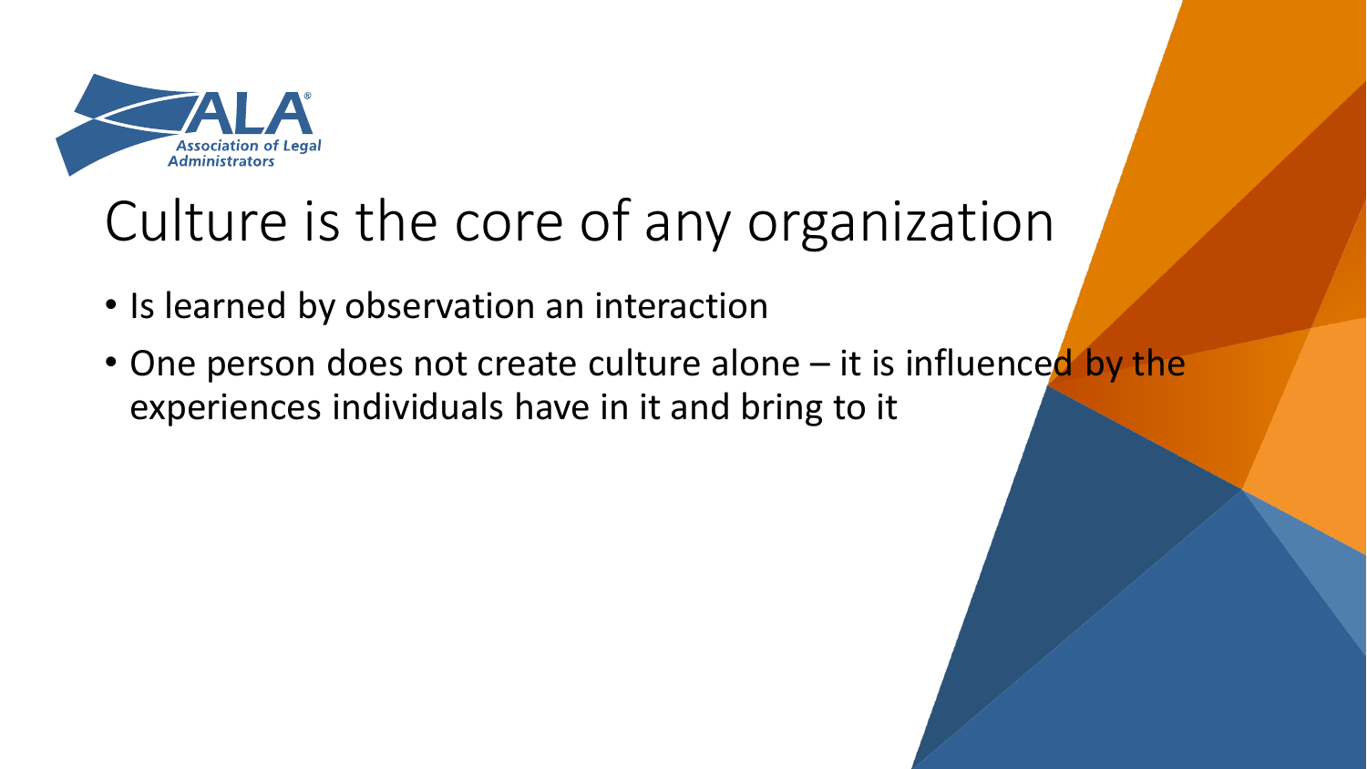# Culture is the core of any organization

- Is learned by observation an interaction
- One person does not create culture alone – it is influenced by the experiences individuals have in it and bring to it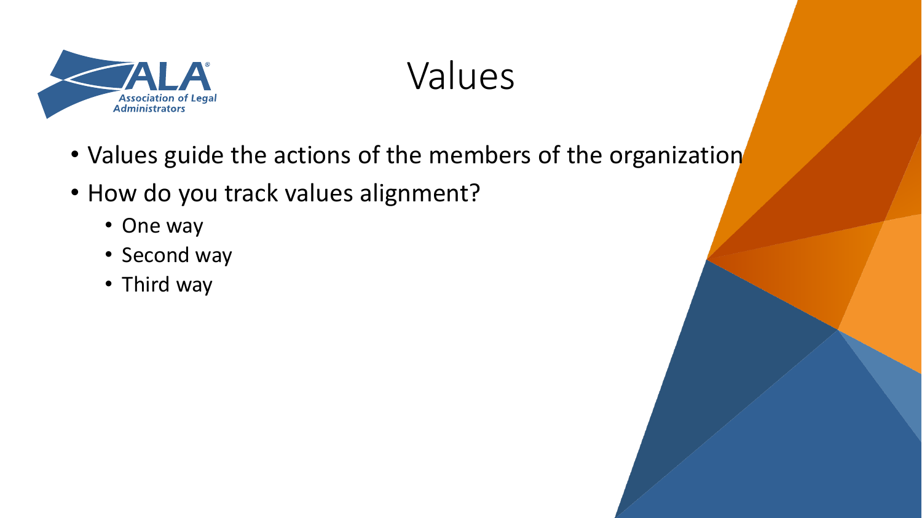# Values

- Values guide the actions of the members of the organization
- How do you track values alignment?
  - One way
  - Second way
  - Third way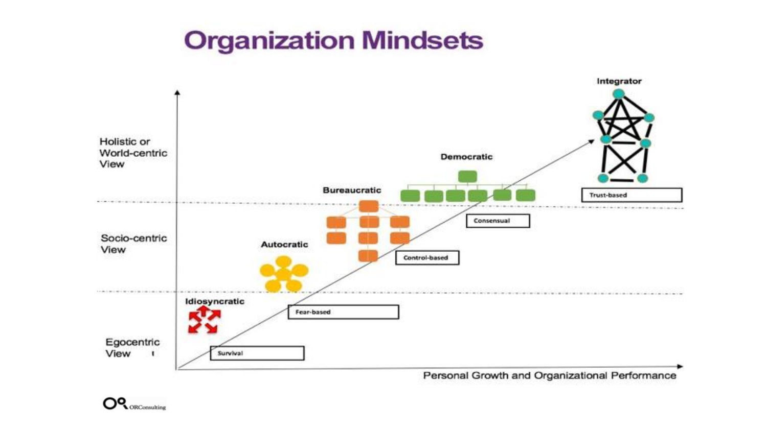# Organization Mindsets

Holistic or World-centric View

Socio-centric View

Egocentric View

Idiosyncratic

Survival

Autocratic

Fear-based

Bureaucratic

Control-based

Democratic

Consensual

Integrator

Trust-based

Personal Growth and Organizational Performance

ORConsulting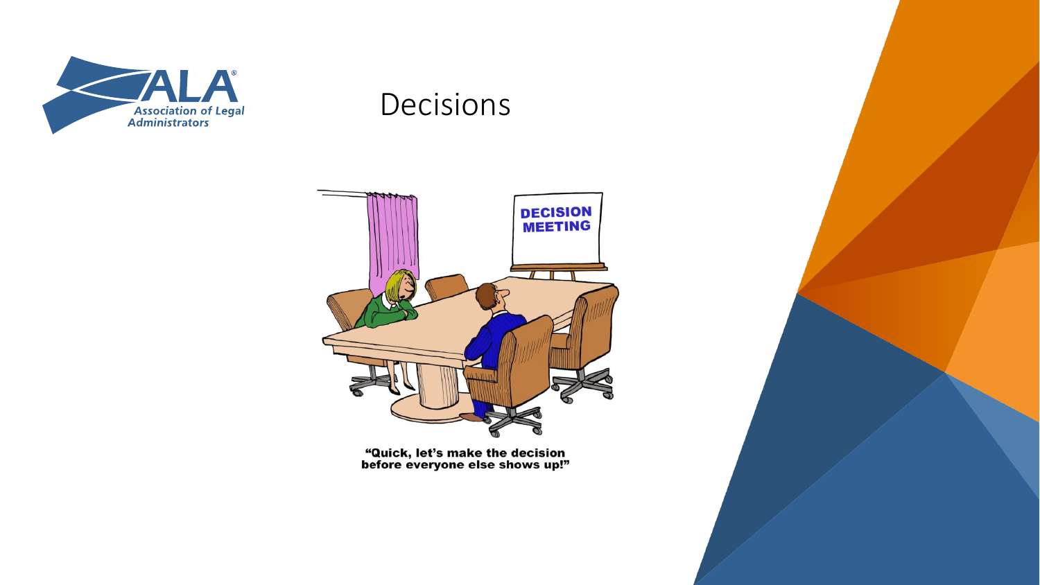# Decisions

"Quick, let's make the decision before everyone else shows up!"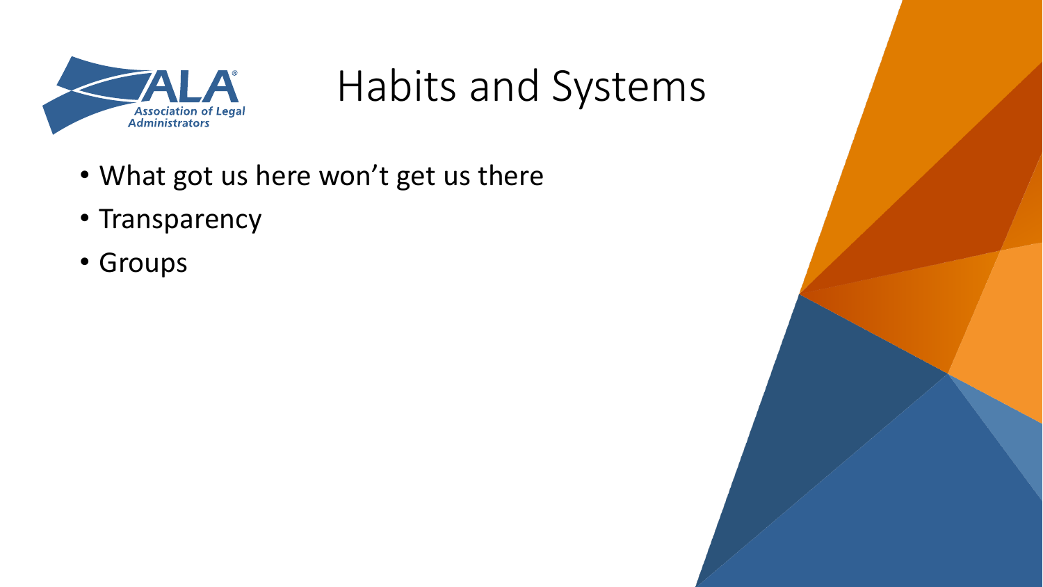# Habits and Systems

- What got us here won't get us there
- Transparency
- Groups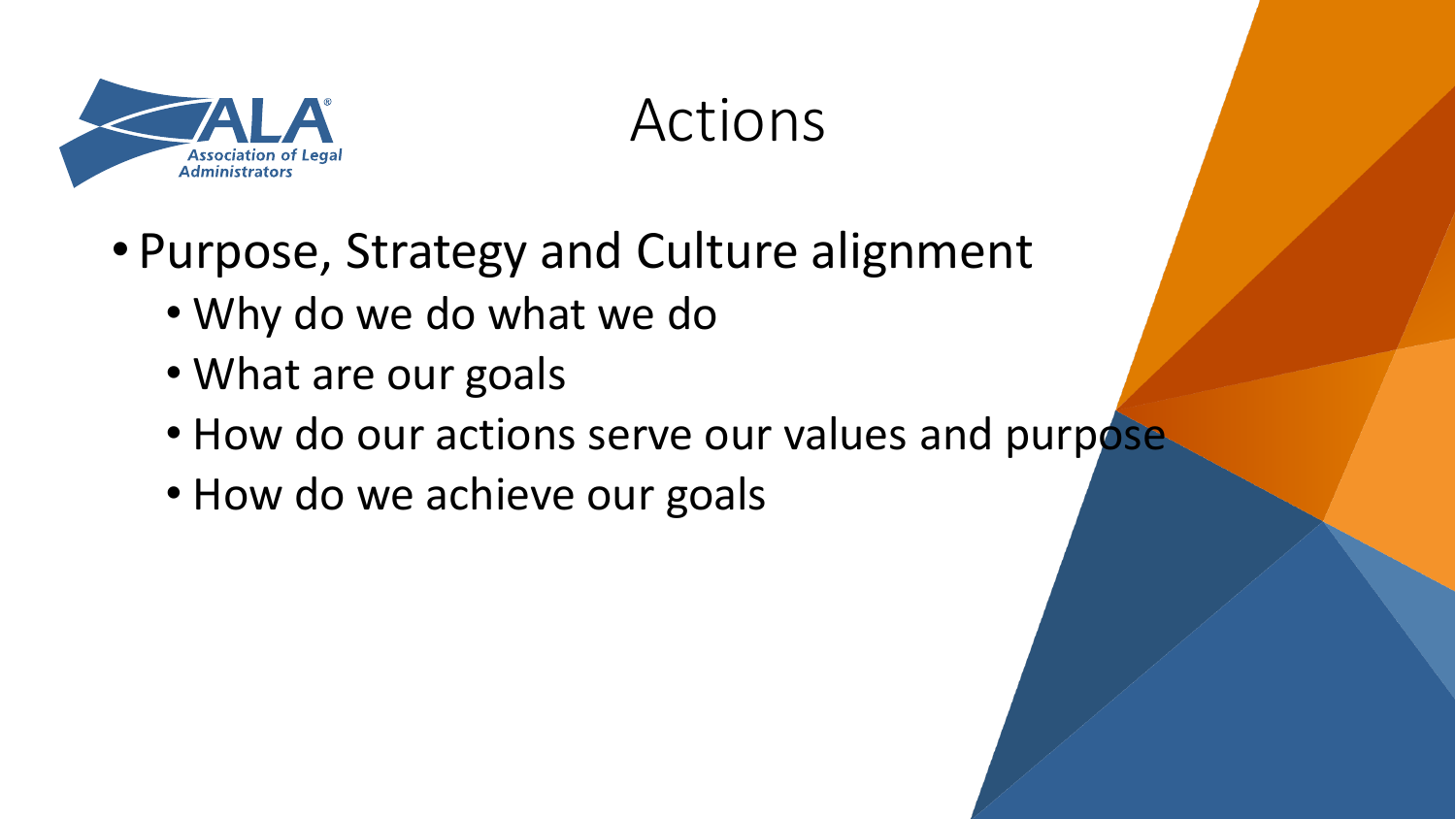# Actions

- Purpose, Strategy and Culture alignment
  - Why do we do what we do
  - What are our goals
  - How do our actions serve our values and purpose
  - How do we achieve our goals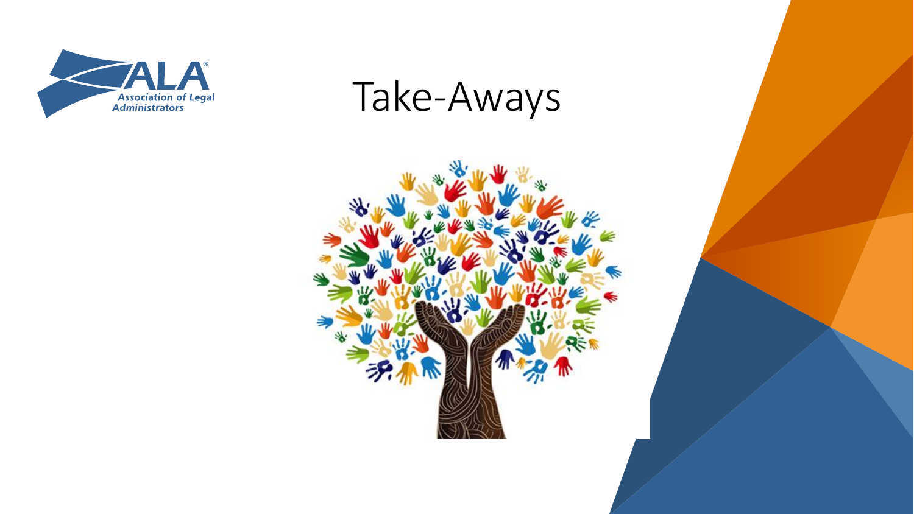# Take-Aways